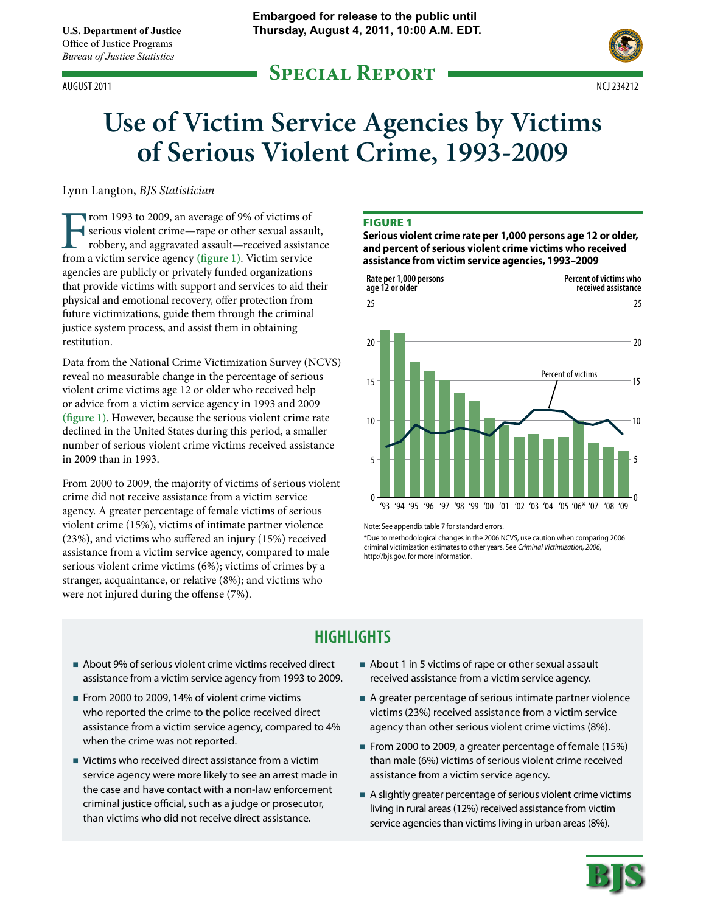U.S. Department of Justice
Office of Justice Programs
*Bureau of Justice Statistics*

**Embargoed for release to the public until Thursday, August 4, 2011, 10:00 A.M. EDT.**

## Special Report

AUGUST 2011 NCJ 234212

# Use of Victim Service Agencies by Victims of Serious Violent Crime, 1993-2009

Lynn Langton, *BJS Statistician*

From 1993 to 2009, an average of 9% of victims of serious violent crime—rape or other sexual assault, robbery, and aggravated assault—received assistance from a victim service agency **(figure 1)**. Victim service agencies are publicly or privately funded organizations that provide victims with support and services to aid their physical and emotional recovery, offer protection from future victimizations, guide them through the criminal justice system process, and assist them in obtaining restitution.

Data from the National Crime Victimization Survey (NCVS) reveal no measurable change in the percentage of serious violent crime victims age 12 or older who received help or advice from a victim service agency in 1993 and 2009 **(figure 1)**. However, because the serious violent crime rate declined in the United States during this period, a smaller number of serious violent crime victims received assistance in 2009 than in 1993.

From 2000 to 2009, the majority of victims of serious violent crime did not receive assistance from a victim service agency. A greater percentage of female victims of serious violent crime (15%), victims of intimate partner violence (23%), and victims who suffered an injury (15%) received assistance from a victim service agency, compared to male serious violent crime victims (6%); victims of crimes by a stranger, acquaintance, or relative (8%); and victims who were not injured during the offense (7%).

**FIGURE 1**

**Serious violent crime rate per 1,000 persons age 12 or older, and percent of serious violent crime victims who received assistance from victim service agencies, 1993–2009**

Note: See appendix table 7 for standard errors.

*Due to methodological changes in the 2006 NCVS, use caution when comparing 2006 criminal victimization estimates to other years. See *Criminal Victimization, 2006*, http://bjs.gov, for more information.

## HIGHLIGHTS

- About 9% of serious violent crime victims received direct assistance from a victim service agency from 1993 to 2009.
- From 2000 to 2009, 14% of violent crime victims who reported the crime to the police received direct assistance from a victim service agency, compared to 4% when the crime was not reported.
- Victims who received direct assistance from a victim service agency were more likely to see an arrest made in the case and have contact with a non-law enforcement criminal justice official, such as a judge or prosecutor, than victims who did not receive direct assistance.
- About 1 in 5 victims of rape or other sexual assault received assistance from a victim service agency.
- A greater percentage of serious intimate partner violence victims (23%) received assistance from a victim service agency than other serious violent crime victims (8%).
- From 2000 to 2009, a greater percentage of female (15%) than male (6%) victims of serious violent crime received assistance from a victim service agency.
- A slightly greater percentage of serious violent crime victims living in rural areas (12%) received assistance from victim service agencies than victims living in urban areas (8%).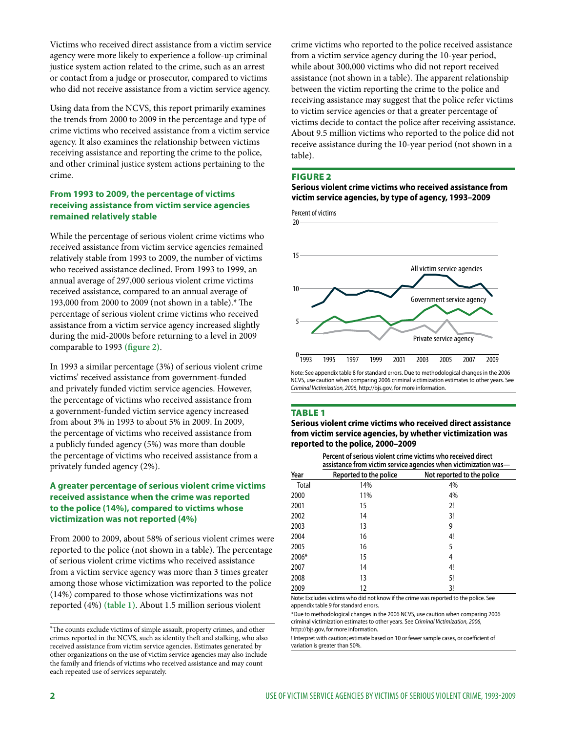Victims who received direct assistance from a victim service agency were more likely to experience a follow-up criminal justice system action related to the crime, such as an arrest or contact from a judge or prosecutor, compared to victims who did not receive assistance from a victim service agency.

Using data from the NCVS, this report primarily examines the trends from 2000 to 2009 in the percentage and type of crime victims who received assistance from a victim service agency. It also examines the relationship between victims receiving assistance and reporting the crime to the police, and other criminal justice system actions pertaining to the crime.

### From 1993 to 2009, the percentage of victims receiving assistance from victim service agencies remained relatively stable

While the percentage of serious violent crime victims who received assistance from victim service agencies remained relatively stable from 1993 to 2009, the number of victims who received assistance declined. From 1993 to 1999, an annual average of 297,000 serious violent crime victims received assistance, compared to an annual average of 193,000 from 2000 to 2009 (not shown in a table).* The percentage of serious violent crime victims who received assistance from a victim service agency increased slightly during the mid-2000s before returning to a level in 2009 comparable to 1993 (figure 2).

In 1993 a similar percentage (3%) of serious violent crime victims' received assistance from government-funded and privately funded victim service agencies. However, the percentage of victims who received assistance from a government-funded victim service agency increased from about 3% in 1993 to about 5% in 2009. In 2009, the percentage of victims who received assistance from a publicly funded agency (5%) was more than double the percentage of victims who received assistance from a privately funded agency (2%).

### A greater percentage of serious violent crime victims received assistance when the crime was reported to the police (14%), compared to victims whose victimization was not reported (4%)

From 2000 to 2009, about 58% of serious violent crimes were reported to the police (not shown in a table). The percentage of serious violent crime victims who received assistance from a victim service agency was more than 3 times greater among those whose victimization was reported to the police (14%) compared to those whose victimizations was not reported (4%) (table 1). About 1.5 million serious violent crime victims who reported to the police received assistance from a victim service agency during the 10-year period, while about 300,000 victims who did not report received assistance (not shown in a table). The apparent relationship between the victim reporting the crime to the police and receiving assistance may suggest that the police refer victims to victim service agencies or that a greater percentage of victims decide to contact the police after receiving assistance. About 9.5 million victims who reported to the police did not receive assistance during the 10-year period (not shown in a table).

*The counts exclude victims of simple assault, property crimes, and other crimes reported in the NCVS, such as identity theft and stalking, who also received assistance from victim service agencies. Estimates generated by other organizations on the use of victim service agencies may also include the family and friends of victims who received assistance and may count each repeated use of services separately.

#### FIGURE 2
**Serious violent crime victims who received assistance from victim service agencies, by type of agency, 1993–2009**

Note: See appendix table 8 for standard errors. Due to methodological changes in the 2006 NCVS, use caution when comparing 2006 criminal victimization estimates to other years. See *Criminal Victimization, 2006*, http://bjs.gov, for more information.

#### TABLE 1
**Serious violent crime victims who received direct assistance from victim service agencies, by whether victimization was reported to the police, 2000–2009**

| | Percent of serious violent crime victims who received direct assistance from victim service agencies when victimization was— | |
|---|---|---|
| Year | Reported to the police | Not reported to the police |
| Total | 14% | 4% |
| 2000 | 11% | 4% |
| 2001 | 15 | 2! |
| 2002 | 14 | 3! |
| 2003 | 13 | 9 |
| 2004 | 16 | 4! |
| 2005 | 16 | 5 |
| 2006* | 15 | 4 |
| 2007 | 14 | 4! |
| 2008 | 13 | 5! |
| 2009 | 12 | 3! |

Note: Excludes victims who did not know if the crime was reported to the police. See appendix table 9 for standard errors.

*Due to methodological changes in the 2006 NCVS, use caution when comparing 2006 criminal victimization estimates to other years. See *Criminal Victimization, 2006*, http://bjs.gov, for more information.

! Interpret with caution; estimate based on 10 or fewer sample cases, or coefficient of variation is greater than 50%.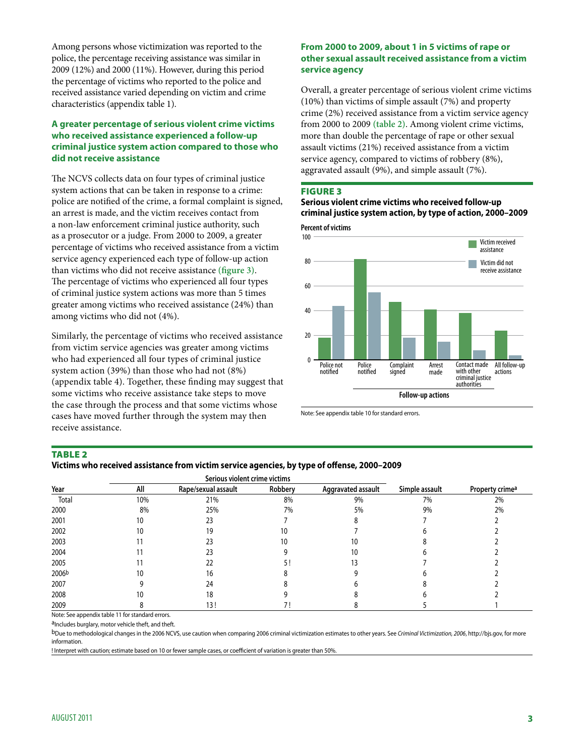Among persons whose victimization was reported to the police, the percentage receiving assistance was similar in 2009 (12%) and 2000 (11%). However, during this period the percentage of victims who reported to the police and received assistance varied depending on victim and crime characteristics (appendix table 1).

### A greater percentage of serious violent crime victims who received assistance experienced a follow-up criminal justice system action compared to those who did not receive assistance

The NCVS collects data on four types of criminal justice system actions that can be taken in response to a crime: police are notified of the crime, a formal complaint is signed, an arrest is made, and the victim receives contact from a non-law enforcement criminal justice authority, such as a prosecutor or a judge. From 2000 to 2009, a greater percentage of victims who received assistance from a victim service agency experienced each type of follow-up action than victims who did not receive assistance (figure 3). The percentage of victims who experienced all four types of criminal justice system actions was more than 5 times greater among victims who received assistance (24%) than among victims who did not (4%).

Similarly, the percentage of victims who received assistance from victim service agencies was greater among victims who had experienced all four types of criminal justice system action (39%) than those who had not (8%) (appendix table 4). Together, these finding may suggest that some victims who receive assistance take steps to move the case through the process and that some victims whose cases have moved further through the system may then receive assistance.

### From 2000 to 2009, about 1 in 5 victims of rape or other sexual assault received assistance from a victim service agency

Overall, a greater percentage of serious violent crime victims (10%) than victims of simple assault (7%) and property crime (2%) received assistance from a victim service agency from 2000 to 2009 (table 2). Among violent crime victims, more than double the percentage of rape or other sexual assault victims (21%) received assistance from a victim service agency, compared to victims of robbery (8%), aggravated assault (9%), and simple assault (7%).

**FIGURE 3**

**Serious violent crime victims who received follow-up criminal justice system action, by type of action, 2000–2009**

Note: See appendix table 10 for standard errors.

**TABLE 2**

**Victims who received assistance from victim service agencies, by type of offense, 2000–2009**

| | Serious violent crime victims | | | | | |
|---|---|---|---|---|---|---|
| Year | All | Rape/sexual assault | Robbery | Aggravated assault | Simple assault | Property crime[a] |
| Total | 10% | 21% | 8% | 9% | 7% | 2% |
| 2000 | 8% | 25% | 7% | 5% | 9% | 2% |
| 2001 | 10 | 23 | 7 | 8 | 7 | 2 |
| 2002 | 10 | 19 | 10 | 7 | 6 | 2 |
| 2003 | 11 | 23 | 10 | 10 | 8 | 2 |
| 2004 | 11 | 23 | 9 | 10 | 6 | 2 |
| 2005 | 11 | 22 | 5 ! | 13 | 7 | 2 |
| 2006[b] | 10 | 16 | 8 | 9 | 6 | 2 |
| 2007 | 9 | 24 | 8 | 6 | 8 | 2 |
| 2008 | 10 | 18 | 9 | 8 | 6 | 2 |
| 2009 | 8 | 13 ! | 7 ! | 8 | 5 | 1 |

Note: See appendix table 11 for standard errors.

[a]Includes burglary, motor vehicle theft, and theft.

[b]Due to methodological changes in the 2006 NCVS, use caution when comparing 2006 criminal victimization estimates to other years. See *Criminal Victimization, 2006*, http://bjs.gov, for more information.

! Interpret with caution; estimate based on 10 or fewer sample cases, or coefficient of variation is greater than 50%.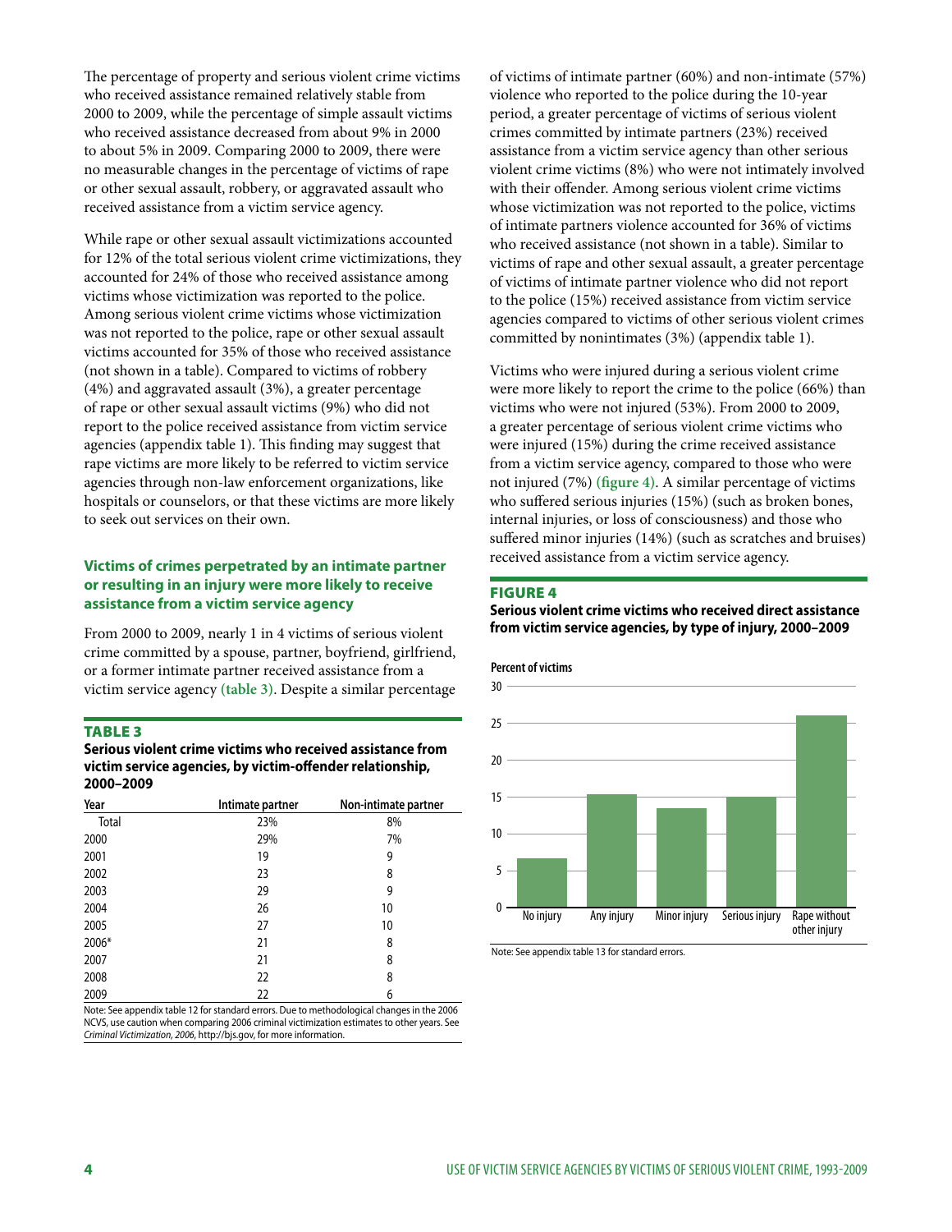The percentage of property and serious violent crime victims who received assistance remained relatively stable from 2000 to 2009, while the percentage of simple assault victims who received assistance decreased from about 9% in 2000 to about 5% in 2009. Comparing 2000 to 2009, there were no measurable changes in the percentage of victims of rape or other sexual assault, robbery, or aggravated assault who received assistance from a victim service agency.

While rape or other sexual assault victimizations accounted for 12% of the total serious violent crime victimizations, they accounted for 24% of those who received assistance among victims whose victimization was reported to the police. Among serious violent crime victims whose victimization was not reported to the police, rape or other sexual assault victims accounted for 35% of those who received assistance (not shown in a table). Compared to victims of robbery (4%) and aggravated assault (3%), a greater percentage of rape or other sexual assault victims (9%) who did not report to the police received assistance from victim service agencies (appendix table 1). This finding may suggest that rape victims are more likely to be referred to victim service agencies through non-law enforcement organizations, like hospitals or counselors, or that these victims are more likely to seek out services on their own.

### Victims of crimes perpetrated by an intimate partner or resulting in an injury were more likely to receive assistance from a victim service agency

From 2000 to 2009, nearly 1 in 4 victims of serious violent crime committed by a spouse, partner, boyfriend, girlfriend, or a former intimate partner received assistance from a victim service agency **(table 3)**. Despite a similar percentage of victims of intimate partner (60%) and non-intimate (57%) violence who reported to the police during the 10-year period, a greater percentage of victims of serious violent crimes committed by intimate partners (23%) received assistance from a victim service agency than other serious violent crime victims (8%) who were not intimately involved with their offender. Among serious violent crime victims whose victimization was not reported to the police, victims of intimate partners violence accounted for 36% of victims who received assistance (not shown in a table). Similar to victims of rape and other sexual assault, a greater percentage of victims of intimate partner violence who did not report to the police (15%) received assistance from victim service agencies compared to victims of other serious violent crimes committed by nonintimates (3%) (appendix table 1).

**TABLE 3**
**Serious violent crime victims who received assistance from victim service agencies, by victim-offender relationship, 2000–2009**

| Year | Intimate partner | Non-intimate partner |
|---|---|---|
| Total | 23% | 8% |
| 2000 | 29% | 7% |
| 2001 | 19 | 9 |
| 2002 | 23 | 8 |
| 2003 | 29 | 9 |
| 2004 | 26 | 10 |
| 2005 | 27 | 10 |
| 2006* | 21 | 8 |
| 2007 | 21 | 8 |
| 2008 | 22 | 8 |
| 2009 | 22 | 6 |

Note: See appendix table 12 for standard errors. Due to methodological changes in the 2006 NCVS, use caution when comparing 2006 criminal victimization estimates to other years. See *Criminal Victimization, 2006*, http://bjs.gov, for more information.

Victims who were injured during a serious violent crime were more likely to report the crime to the police (66%) than victims who were not injured (53%). From 2000 to 2009, a greater percentage of serious violent crime victims who were injured (15%) during the crime received assistance from a victim service agency, compared to those who were not injured (7%) **(figure 4)**. A similar percentage of victims who suffered serious injuries (15%) (such as broken bones, internal injuries, or loss of consciousness) and those who suffered minor injuries (14%) (such as scratches and bruises) received assistance from a victim service agency.

**FIGURE 4**
**Serious violent crime victims who received direct assistance from victim service agencies, by type of injury, 2000–2009**

Note: See appendix table 13 for standard errors.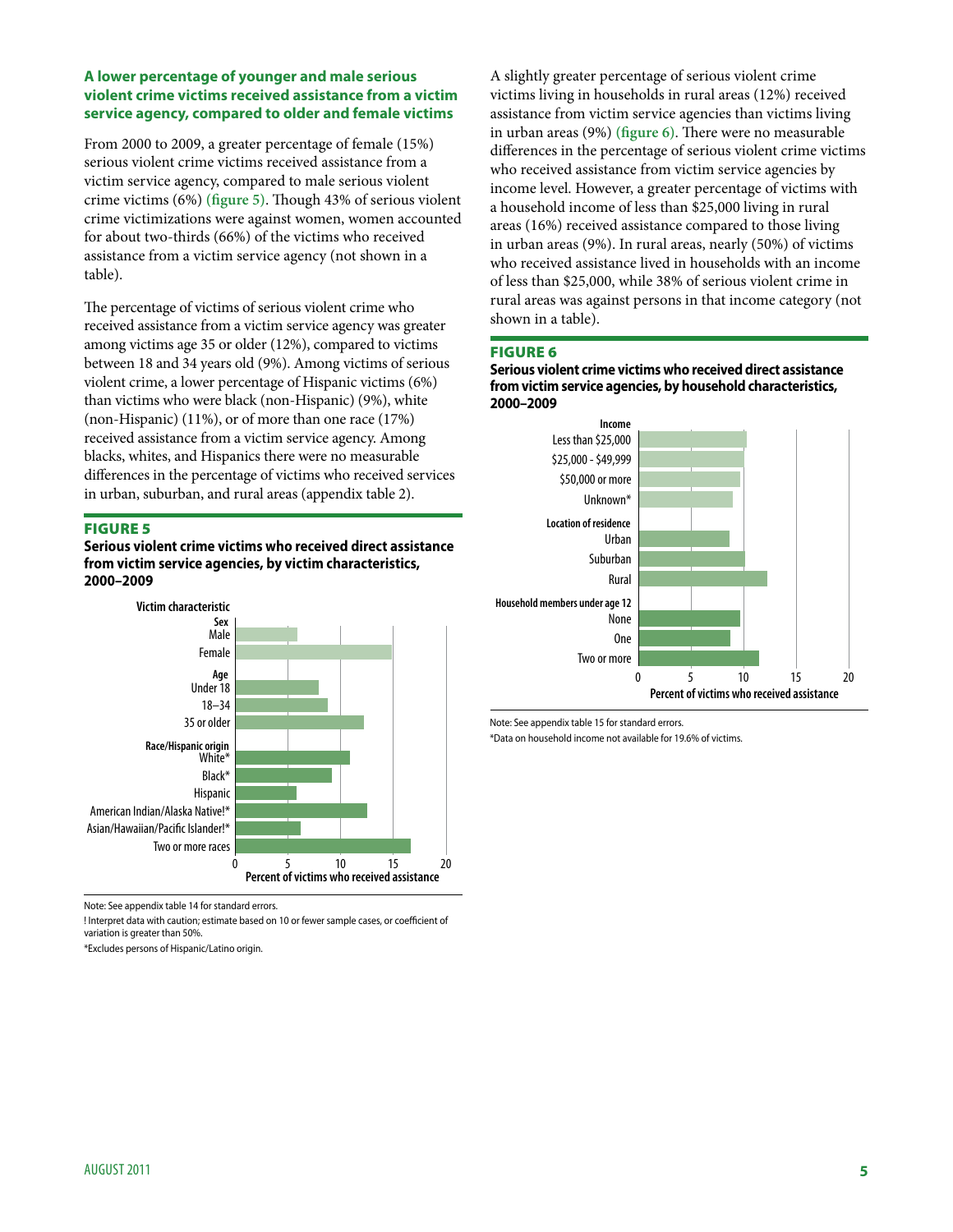### A lower percentage of younger and male serious violent crime victims received assistance from a victim service agency, compared to older and female victims

From 2000 to 2009, a greater percentage of female (15%) serious violent crime victims received assistance from a victim service agency, compared to male serious violent crime victims (6%) **(figure 5)**. Though 43% of serious violent crime victimizations were against women, women accounted for about two-thirds (66%) of the victims who received assistance from a victim service agency (not shown in a table).

The percentage of victims of serious violent crime who received assistance from a victim service agency was greater among victims age 35 or older (12%), compared to victims between 18 and 34 years old (9%). Among victims of serious violent crime, a lower percentage of Hispanic victims (6%) than victims who were black (non-Hispanic) (9%), white (non-Hispanic) (11%), or of more than one race (17%) received assistance from a victim service agency. Among blacks, whites, and Hispanics there were no measurable differences in the percentage of victims who received services in urban, suburban, and rural areas (appendix table 2).

**FIGURE 5**

**Serious violent crime victims who received direct assistance from victim service agencies, by victim characteristics, 2000–2009**

Note: See appendix table 14 for standard errors.

! Interpret data with caution; estimate based on 10 or fewer sample cases, or coefficient of variation is greater than 50%.

*Excludes persons of Hispanic/Latino origin.

A slightly greater percentage of serious violent crime victims living in households in rural areas (12%) received assistance from victim service agencies than victims living in urban areas (9%) **(figure 6)**. There were no measurable differences in the percentage of serious violent crime victims who received assistance from victim service agencies by income level. However, a greater percentage of victims with a household income of less than $25,000 living in rural areas (16%) received assistance compared to those living in urban areas (9%). In rural areas, nearly (50%) of victims who received assistance lived in households with an income of less than $25,000, while 38% of serious violent crime in rural areas was against persons in that income category (not shown in a table).

**FIGURE 6**

**Serious violent crime victims who received direct assistance from victim service agencies, by household characteristics, 2000–2009**

Note: See appendix table 15 for standard errors.

*Data on household income not available for 19.6% of victims.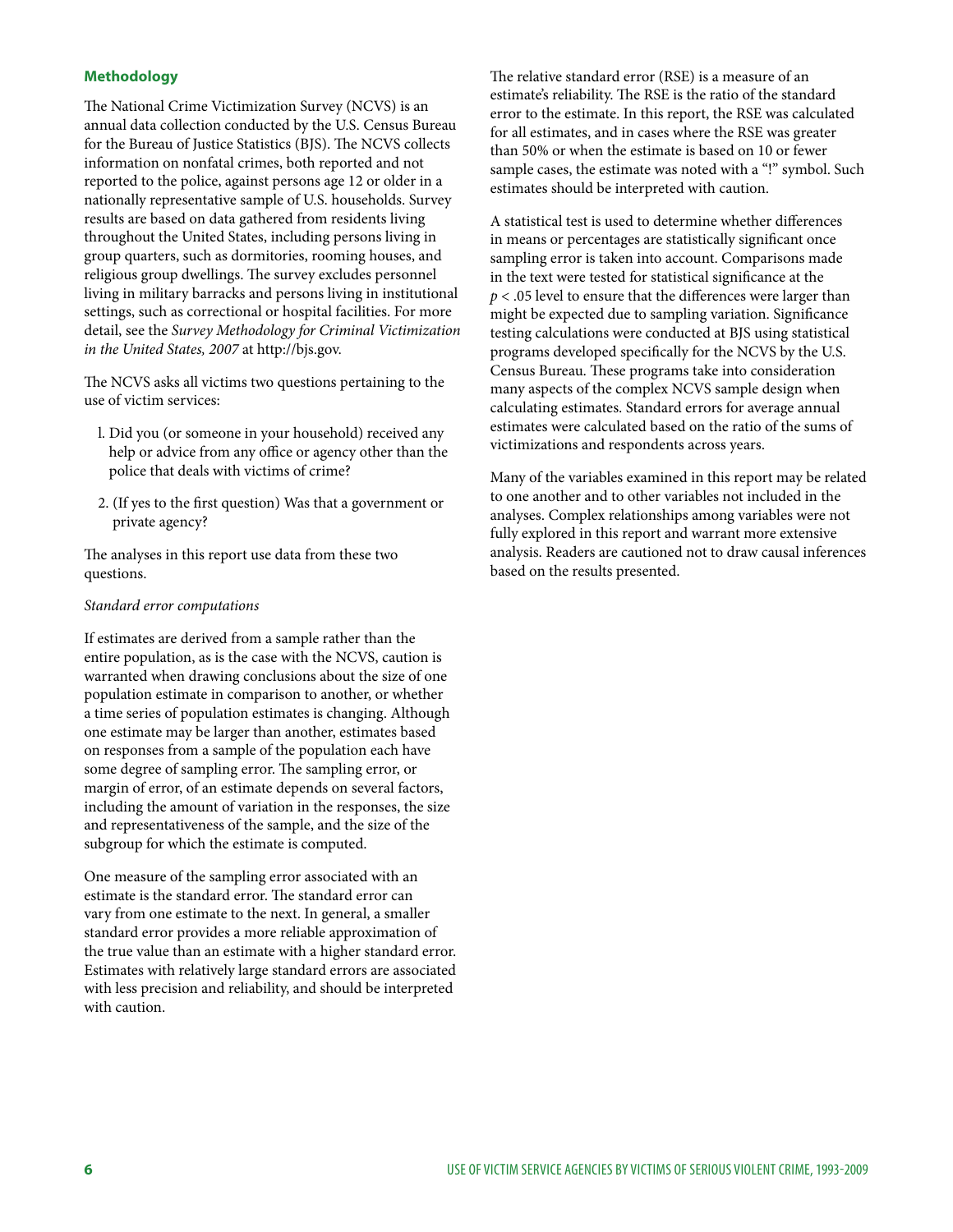## Methodology

The National Crime Victimization Survey (NCVS) is an annual data collection conducted by the U.S. Census Bureau for the Bureau of Justice Statistics (BJS). The NCVS collects information on nonfatal crimes, both reported and not reported to the police, against persons age 12 or older in a nationally representative sample of U.S. households. Survey results are based on data gathered from residents living throughout the United States, including persons living in group quarters, such as dormitories, rooming houses, and religious group dwellings. The survey excludes personnel living in military barracks and persons living in institutional settings, such as correctional or hospital facilities. For more detail, see the *Survey Methodology for Criminal Victimization in the United States, 2007* at http://bjs.gov.

The NCVS asks all victims two questions pertaining to the use of victim services:

1. Did you (or someone in your household) received any help or advice from any office or agency other than the police that deals with victims of crime?
2. (If yes to the first question) Was that a government or private agency?

The analyses in this report use data from these two questions.

*Standard error computations*

If estimates are derived from a sample rather than the entire population, as is the case with the NCVS, caution is warranted when drawing conclusions about the size of one population estimate in comparison to another, or whether a time series of population estimates is changing. Although one estimate may be larger than another, estimates based on responses from a sample of the population each have some degree of sampling error. The sampling error, or margin of error, of an estimate depends on several factors, including the amount of variation in the responses, the size and representativeness of the sample, and the size of the subgroup for which the estimate is computed.

One measure of the sampling error associated with an estimate is the standard error. The standard error can vary from one estimate to the next. In general, a smaller standard error provides a more reliable approximation of the true value than an estimate with a higher standard error. Estimates with relatively large standard errors are associated with less precision and reliability, and should be interpreted with caution.

The relative standard error (RSE) is a measure of an estimate's reliability. The RSE is the ratio of the standard error to the estimate. In this report, the RSE was calculated for all estimates, and in cases where the RSE was greater than 50% or when the estimate is based on 10 or fewer sample cases, the estimate was noted with a "!" symbol. Such estimates should be interpreted with caution.

A statistical test is used to determine whether differences in means or percentages are statistically significant once sampling error is taken into account. Comparisons made in the text were tested for statistical significance at the $p < .05$ level to ensure that the differences were larger than might be expected due to sampling variation. Significance testing calculations were conducted at BJS using statistical programs developed specifically for the NCVS by the U.S. Census Bureau. These programs take into consideration many aspects of the complex NCVS sample design when calculating estimates. Standard errors for average annual estimates were calculated based on the ratio of the sums of victimizations and respondents across years.

Many of the variables examined in this report may be related to one another and to other variables not included in the analyses. Complex relationships among variables were not fully explored in this report and warrant more extensive analysis. Readers are cautioned not to draw causal inferences based on the results presented.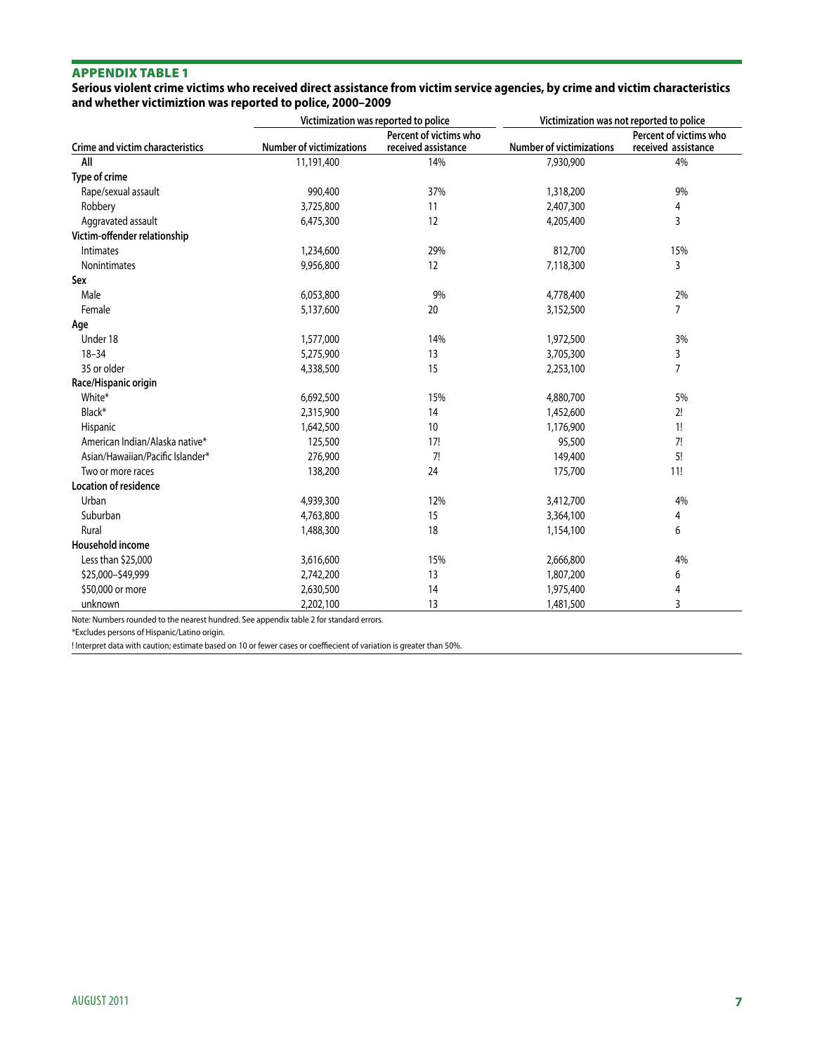## APPENDIX TABLE 1

**Serious violent crime victims who received direct assistance from victim service agencies, by crime and victim characteristics and whether victimiztion was reported to police, 2000–2009**

| | Victimization was reported to police | | Victimization was not reported to police | |
|---|---|---|---|---|
| Crime and victim characteristics | Number of victimizations | Percent of victims who received assistance | Number of victimizations | Percent of victims who received assistance |
| **All** | 11,191,400 | 14% | 7,930,900 | 4% |
| **Type of crime** | | | | |
| Rape/sexual assault | 990,400 | 37% | 1,318,200 | 9% |
| Robbery | 3,725,800 | 11 | 2,407,300 | 4 |
| Aggravated assault | 6,475,300 | 12 | 4,205,400 | 3 |
| **Victim-offender relationship** | | | | |
| Intimates | 1,234,600 | 29% | 812,700 | 15% |
| Nonintimates | 9,956,800 | 12 | 7,118,300 | 3 |
| **Sex** | | | | |
| Male | 6,053,800 | 9% | 4,778,400 | 2% |
| Female | 5,137,600 | 20 | 3,152,500 | 7 |
| **Age** | | | | |
| Under 18 | 1,577,000 | 14% | 1,972,500 | 3% |
| 18–34 | 5,275,900 | 13 | 3,705,300 | 3 |
| 35 or older | 4,338,500 | 15 | 2,253,100 | 7 |
| **Race/Hispanic origin** | | | | |
| White* | 6,692,500 | 15% | 4,880,700 | 5% |
| Black* | 2,315,900 | 14 | 1,452,600 | 2! |
| Hispanic | 1,642,500 | 10 | 1,176,900 | 1! |
| American Indian/Alaska native* | 125,500 | 17! | 95,500 | 7! |
| Asian/Hawaiian/Pacific Islander* | 276,900 | 7! | 149,400 | 5! |
| Two or more races | 138,200 | 24 | 175,700 | 11! |
| **Location of residence** | | | | |
| Urban | 4,939,300 | 12% | 3,412,700 | 4% |
| Suburban | 4,763,800 | 15 | 3,364,100 | 4 |
| Rural | 1,488,300 | 18 | 1,154,100 | 6 |
| **Household income** | | | | |
| Less than $25,000 | 3,616,600 | 15% | 2,666,800 | 4% |
| $25,000–$49,999 | 2,742,200 | 13 | 1,807,200 | 6 |
| $50,000 or more | 2,630,500 | 14 | 1,975,400 | 4 |
| unknown | 2,202,100 | 13 | 1,481,500 | 3 |

Note: Numbers rounded to the nearest hundred. See appendix table 2 for standard errors.

*Excludes persons of Hispanic/Latino origin.

! Interpret data with caution; estimate based on 10 or fewer cases or coeffiecient of variation is greater than 50%.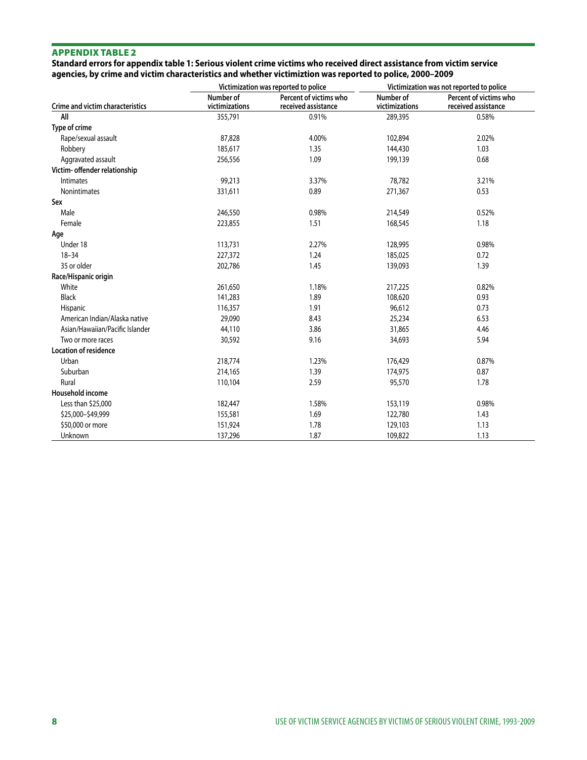## APPENDIX TABLE 2

**Standard errors for appendix table 1: Serious violent crime victims who received direct assistance from victim service agencies, by crime and victim characteristics and whether victimiztion was reported to police, 2000–2009**

| | Victimization was reported to police | | Victimization was not reported to police | |
|---|---|---|---|---|
| **Crime and victim characteristics** | **Number of victimizations** | **Percent of victims who received assistance** | **Number of victimizations** | **Percent of victims who received assistance** |
| **All** | 355,791 | 0.91% | 289,395 | 0.58% |
| **Type of crime** | | | | |
| Rape/sexual assault | 87,828 | 4.00% | 102,894 | 2.02% |
| Robbery | 185,617 | 1.35 | 144,430 | 1.03 |
| Aggravated assault | 256,556 | 1.09 | 199,139 | 0.68 |
| **Victim- offender relationship** | | | | |
| Intimates | 99,213 | 3.37% | 78,782 | 3.21% |
| Nonintimates | 331,611 | 0.89 | 271,367 | 0.53 |
| **Sex** | | | | |
| Male | 246,550 | 0.98% | 214,549 | 0.52% |
| Female | 223,855 | 1.51 | 168,545 | 1.18 |
| **Age** | | | | |
| Under 18 | 113,731 | 2.27% | 128,995 | 0.98% |
| 18–34 | 227,372 | 1.24 | 185,025 | 0.72 |
| 35 or older | 202,786 | 1.45 | 139,093 | 1.39 |
| **Race/Hispanic origin** | | | | |
| White | 261,650 | 1.18% | 217,225 | 0.82% |
| Black | 141,283 | 1.89 | 108,620 | 0.93 |
| Hispanic | 116,357 | 1.91 | 96,612 | 0.73 |
| American Indian/Alaska native | 29,090 | 8.43 | 25,234 | 6.53 |
| Asian/Hawaiian/Pacific Islander | 44,110 | 3.86 | 31,865 | 4.46 |
| Two or more races | 30,592 | 9.16 | 34,693 | 5.94 |
| **Location of residence** | | | | |
| Urban | 218,774 | 1.23% | 176,429 | 0.87% |
| Suburban | 214,165 | 1.39 | 174,975 | 0.87 |
| Rural | 110,104 | 2.59 | 95,570 | 1.78 |
| **Household income** | | | | |
| Less than $25,000 | 182,447 | 1.58% | 153,119 | 0.98% |
| $25,000–$49,999 | 155,581 | 1.69 | 122,780 | 1.43 |
| $50,000 or more | 151,924 | 1.78 | 129,103 | 1.13 |
| Unknown | 137,296 | 1.87 | 109,822 | 1.13 |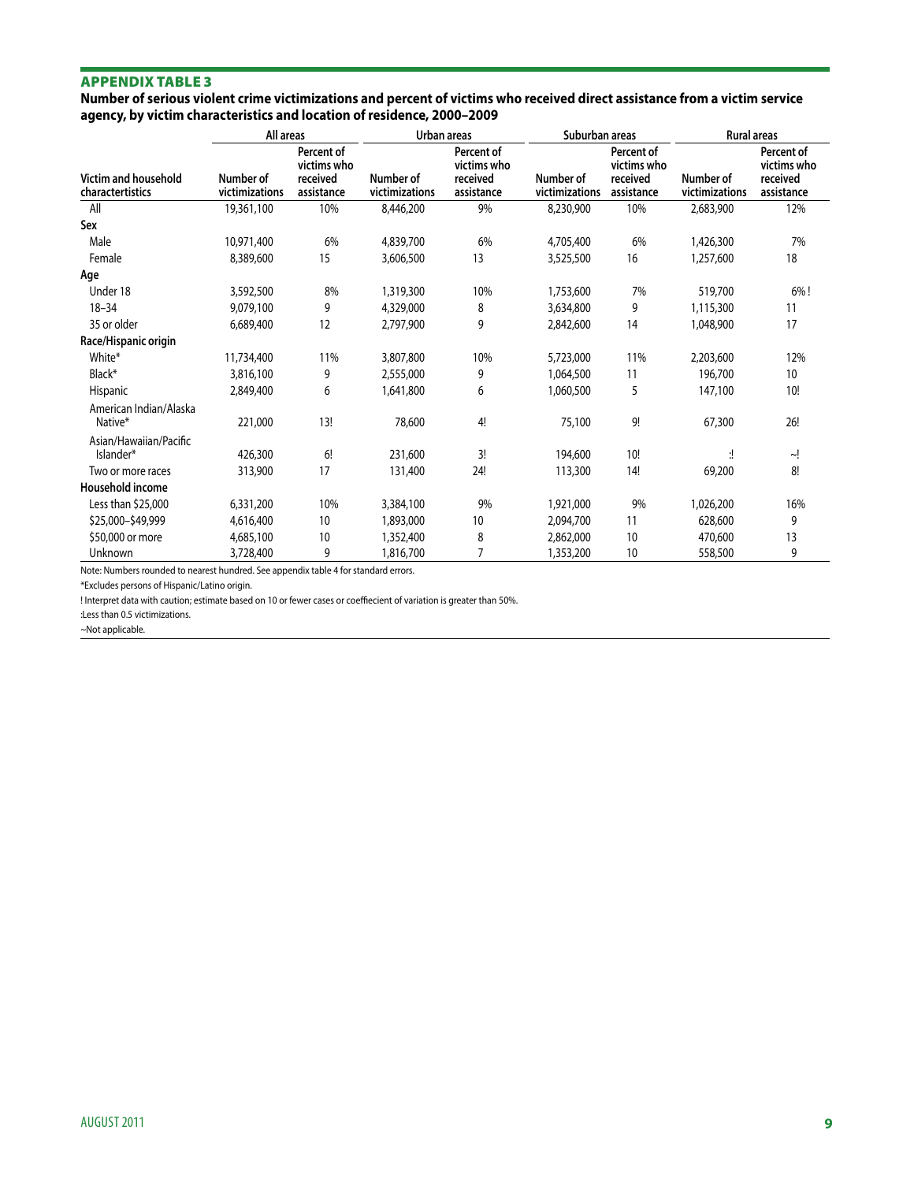## APPENDIX TABLE 3

**Number of serious violent crime victimizations and percent of victims who received direct assistance from a victim service agency, by victim characteristics and location of residence, 2000–2009**

| | All areas | | Urban areas | | Suburban areas | | Rural areas | |
|---|---|---|---|---|---|---|---|---|
| Victim and household charactertistics | Number of victimizations | Percent of victims who received assistance | Number of victimizations | Percent of victims who received assistance | Number of victimizations | Percent of victims who received assistance | Number of victimizations | Percent of victims who received assistance |
| All | 19,361,100 | 10% | 8,446,200 | 9% | 8,230,900 | 10% | 2,683,900 | 12% |
| **Sex** | | | | | | | | |
| Male | 10,971,400 | 6% | 4,839,700 | 6% | 4,705,400 | 6% | 1,426,300 | 7% |
| Female | 8,389,600 | 15 | 3,606,500 | 13 | 3,525,500 | 16 | 1,257,600 | 18 |
| **Age** | | | | | | | | |
| Under 18 | 3,592,500 | 8% | 1,319,300 | 10% | 1,753,600 | 7% | 519,700 | 6% ! |
| 18–34 | 9,079,100 | 9 | 4,329,000 | 8 | 3,634,800 | 9 | 1,115,300 | 11 |
| 35 or older | 6,689,400 | 12 | 2,797,900 | 9 | 2,842,600 | 14 | 1,048,900 | 17 |
| **Race/Hispanic origin** | | | | | | | | |
| White* | 11,734,400 | 11% | 3,807,800 | 10% | 5,723,000 | 11% | 2,203,600 | 12% |
| Black* | 3,816,100 | 9 | 2,555,000 | 9 | 1,064,500 | 11 | 196,700 | 10 |
| Hispanic | 2,849,400 | 6 | 1,641,800 | 6 | 1,060,500 | 5 | 147,100 | 10! |
| American Indian/Alaska Native* | 221,000 | 13! | 78,600 | 4! | 75,100 | 9! | 67,300 | 26! |
| Asian/Hawaiian/Pacific Islander* | 426,300 | 6! | 231,600 | 3! | 194,600 | 10! | :! | ~! |
| Two or more races | 313,900 | 17 | 131,400 | 24! | 113,300 | 14! | 69,200 | 8! |
| **Household income** | | | | | | | | |
| Less than $25,000 | 6,331,200 | 10% | 3,384,100 | 9% | 1,921,000 | 9% | 1,026,200 | 16% |
| $25,000–$49,999 | 4,616,400 | 10 | 1,893,000 | 10 | 2,094,700 | 11 | 628,600 | 9 |
| $50,000 or more | 4,685,100 | 10 | 1,352,400 | 8 | 2,862,000 | 10 | 470,600 | 13 |
| Unknown | 3,728,400 | 9 | 1,816,700 | 7 | 1,353,200 | 10 | 558,500 | 9 |

Note: Numbers rounded to nearest hundred. See appendix table 4 for standard errors.

*Excludes persons of Hispanic/Latino origin.

! Interpret data with caution; estimate based on 10 or fewer cases or coeffiecient of variation is greater than 50%.

:Less than 0.5 victimizations.

~Not applicable.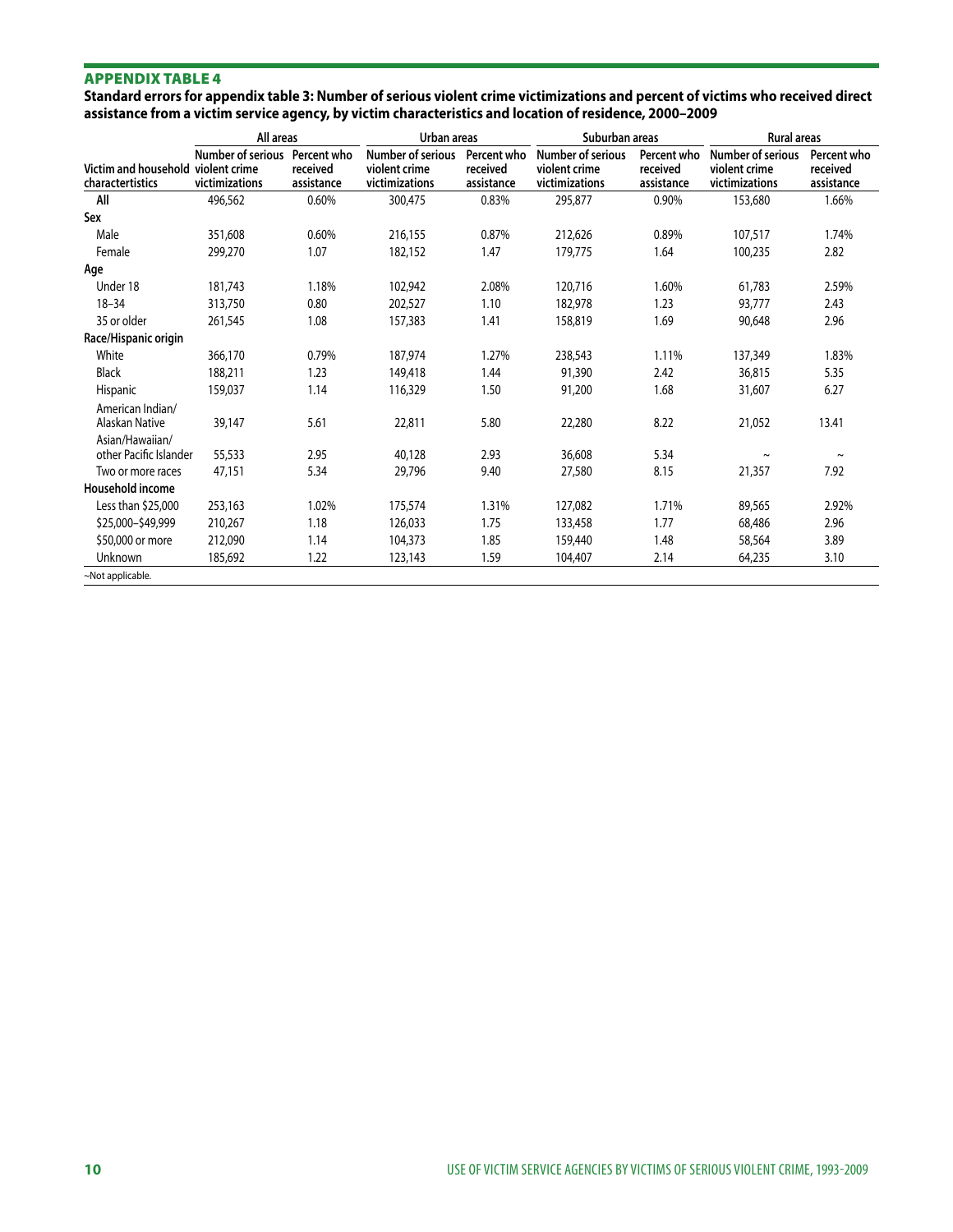## APPENDIX TABLE 4

**Standard errors for appendix table 3: Number of serious violent crime victimizations and percent of victims who received direct assistance from a victim service agency, by victim characteristics and location of residence, 2000–2009**

| Victim and household charactertistics | All areas | | Urban areas | | Suburban areas | | Rural areas | |
|---|---|---|---|---|---|---|---|---|
| | Number of serious violent crime victimizations | Percent who received assistance | Number of serious violent crime victimizations | Percent who received assistance | Number of serious violent crime victimizations | Percent who received assistance | Number of serious violent crime victimizations | Percent who received assistance |
| **All** | 496,562 | 0.60% | 300,475 | 0.83% | 295,877 | 0.90% | 153,680 | 1.66% |
| **Sex** | | | | | | | | |
| Male | 351,608 | 0.60% | 216,155 | 0.87% | 212,626 | 0.89% | 107,517 | 1.74% |
| Female | 299,270 | 1.07 | 182,152 | 1.47 | 179,775 | 1.64 | 100,235 | 2.82 |
| **Age** | | | | | | | | |
| Under 18 | 181,743 | 1.18% | 102,942 | 2.08% | 120,716 | 1.60% | 61,783 | 2.59% |
| 18–34 | 313,750 | 0.80 | 202,527 | 1.10 | 182,978 | 1.23 | 93,777 | 2.43 |
| 35 or older | 261,545 | 1.08 | 157,383 | 1.41 | 158,819 | 1.69 | 90,648 | 2.96 |
| **Race/Hispanic origin** | | | | | | | | |
| White | 366,170 | 0.79% | 187,974 | 1.27% | 238,543 | 1.11% | 137,349 | 1.83% |
| Black | 188,211 | 1.23 | 149,418 | 1.44 | 91,390 | 2.42 | 36,815 | 5.35 |
| Hispanic | 159,037 | 1.14 | 116,329 | 1.50 | 91,200 | 1.68 | 31,607 | 6.27 |
| American Indian/ Alaskan Native | 39,147 | 5.61 | 22,811 | 5.80 | 22,280 | 8.22 | 21,052 | 13.41 |
| Asian/Hawaiian/ other Pacific Islander | 55,533 | 2.95 | 40,128 | 2.93 | 36,608 | 5.34 | ~ | ~ |
| Two or more races | 47,151 | 5.34 | 29,796 | 9.40 | 27,580 | 8.15 | 21,357 | 7.92 |
| **Household income** | | | | | | | | |
| Less than $25,000 | 253,163 | 1.02% | 175,574 | 1.31% | 127,082 | 1.71% | 89,565 | 2.92% |
| $25,000–$49,999 | 210,267 | 1.18 | 126,033 | 1.75 | 133,458 | 1.77 | 68,486 | 2.96 |
| $50,000 or more | 212,090 | 1.14 | 104,373 | 1.85 | 159,440 | 1.48 | 58,564 | 3.89 |
| Unknown | 185,692 | 1.22 | 123,143 | 1.59 | 104,407 | 2.14 | 64,235 | 3.10 |

~Not applicable.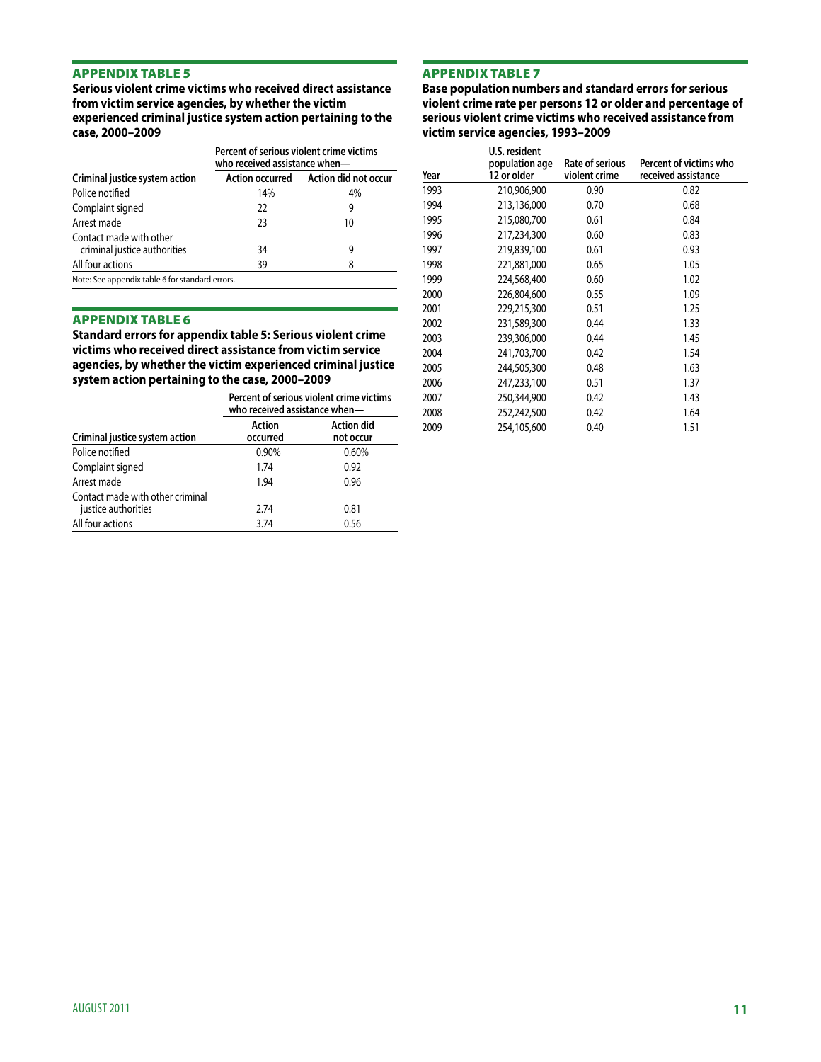## APPENDIX TABLE 5

**Serious violent crime victims who received direct assistance from victim service agencies, by whether the victim experienced criminal justice system action pertaining to the case, 2000–2009**

| Criminal justice system action | Percent of serious violent crime victims who received assistance when— | |
|---|---|---|
| | Action occurred | Action did not occur |
| Police notified | 14% | 4% |
| Complaint signed | 22 | 9 |
| Arrest made | 23 | 10 |
| Contact made with other criminal justice authorities | 34 | 9 |
| All four actions | 39 | 8 |

Note: See appendix table 6 for standard errors.

## APPENDIX TABLE 6

**Standard errors for appendix table 5: Serious violent crime victims who received direct assistance from victim service agencies, by whether the victim experienced criminal justice system action pertaining to the case, 2000–2009**

| Criminal justice system action | Percent of serious violent crime victims who received assistance when— | |
|---|---|---|
| | Action occurred | Action did not occur |
| Police notified | 0.90% | 0.60% |
| Complaint signed | 1.74 | 0.92 |
| Arrest made | 1.94 | 0.96 |
| Contact made with other criminal justice authorities | 2.74 | 0.81 |
| All four actions | 3.74 | 0.56 |

## APPENDIX TABLE 7

**Base population numbers and standard errors for serious violent crime rate per persons 12 or older and percentage of serious violent crime victims who received assistance from victim service agencies, 1993–2009**

| Year | U.S. resident population age 12 or older | Rate of serious violent crime | Percent of victims who received assistance |
|---|---|---|---|
| 1993 | 210,906,900 | 0.90 | 0.82 |
| 1994 | 213,136,000 | 0.70 | 0.68 |
| 1995 | 215,080,700 | 0.61 | 0.84 |
| 1996 | 217,234,300 | 0.60 | 0.83 |
| 1997 | 219,839,100 | 0.61 | 0.93 |
| 1998 | 221,881,000 | 0.65 | 1.05 |
| 1999 | 224,568,400 | 0.60 | 1.02 |
| 2000 | 226,804,600 | 0.55 | 1.09 |
| 2001 | 229,215,300 | 0.51 | 1.25 |
| 2002 | 231,589,300 | 0.44 | 1.33 |
| 2003 | 239,306,000 | 0.44 | 1.45 |
| 2004 | 241,703,700 | 0.42 | 1.54 |
| 2005 | 244,505,300 | 0.48 | 1.63 |
| 2006 | 247,233,100 | 0.51 | 1.37 |
| 2007 | 250,344,900 | 0.42 | 1.43 |
| 2008 | 252,242,500 | 0.42 | 1.64 |
| 2009 | 254,105,600 | 0.40 | 1.51 |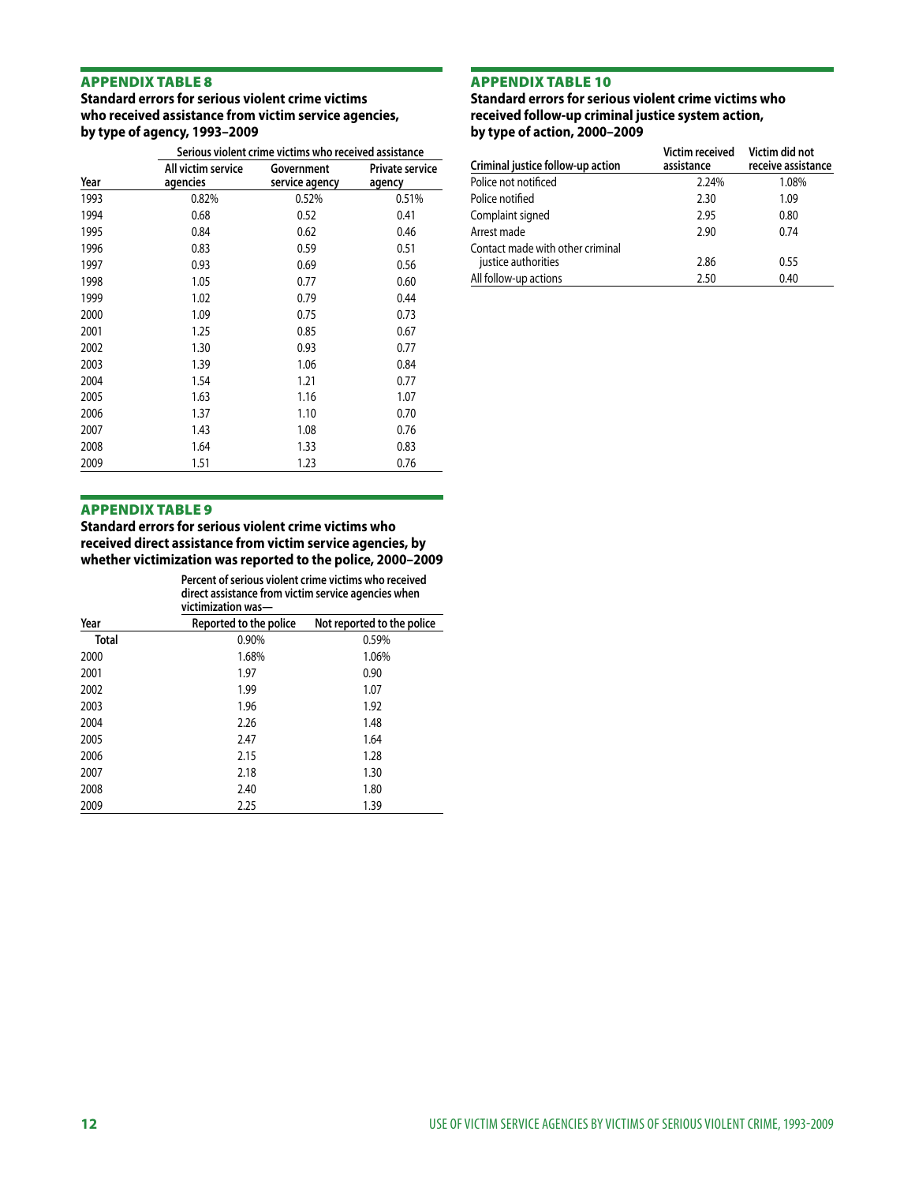## APPENDIX TABLE 8

**Standard errors for serious violent crime victims who received assistance from victim service agencies, by type of agency, 1993–2009**

| | Serious violent crime victims who received assistance | | |
|---|---|---|---|
| Year | All victim service agencies | Government service agency | Private service agency |
| 1993 | 0.82% | 0.52% | 0.51% |
| 1994 | 0.68 | 0.52 | 0.41 |
| 1995 | 0.84 | 0.62 | 0.46 |
| 1996 | 0.83 | 0.59 | 0.51 |
| 1997 | 0.93 | 0.69 | 0.56 |
| 1998 | 1.05 | 0.77 | 0.60 |
| 1999 | 1.02 | 0.79 | 0.44 |
| 2000 | 1.09 | 0.75 | 0.73 |
| 2001 | 1.25 | 0.85 | 0.67 |
| 2002 | 1.30 | 0.93 | 0.77 |
| 2003 | 1.39 | 1.06 | 0.84 |
| 2004 | 1.54 | 1.21 | 0.77 |
| 2005 | 1.63 | 1.16 | 1.07 |
| 2006 | 1.37 | 1.10 | 0.70 |
| 2007 | 1.43 | 1.08 | 0.76 |
| 2008 | 1.64 | 1.33 | 0.83 |
| 2009 | 1.51 | 1.23 | 0.76 |

## APPENDIX TABLE 9

**Standard errors for serious violent crime victims who received direct assistance from victim service agencies, by whether victimization was reported to the police, 2000–2009**

| | Percent of serious violent crime victims who received direct assistance from victim service agencies when victimization was— | |
|---|---|---|
| Year | Reported to the police | Not reported to the police |
| **Total** | 0.90% | 0.59% |
| 2000 | 1.68% | 1.06% |
| 2001 | 1.97 | 0.90 |
| 2002 | 1.99 | 1.07 |
| 2003 | 1.96 | 1.92 |
| 2004 | 2.26 | 1.48 |
| 2005 | 2.47 | 1.64 |
| 2006 | 2.15 | 1.28 |
| 2007 | 2.18 | 1.30 |
| 2008 | 2.40 | 1.80 |
| 2009 | 2.25 | 1.39 |

## APPENDIX TABLE 10

**Standard errors for serious violent crime victims who received follow-up criminal justice system action, by type of action, 2000–2009**

| Criminal justice follow-up action | Victim received assistance | Victim did not receive assistance |
|---|---|---|
| Police not notificed | 2.24% | 1.08% |
| Police notified | 2.30 | 1.09 |
| Complaint signed | 2.95 | 0.80 |
| Arrest made | 2.90 | 0.74 |
| Contact made with other criminal justice authorities | 2.86 | 0.55 |
| All follow-up actions | 2.50 | 0.40 |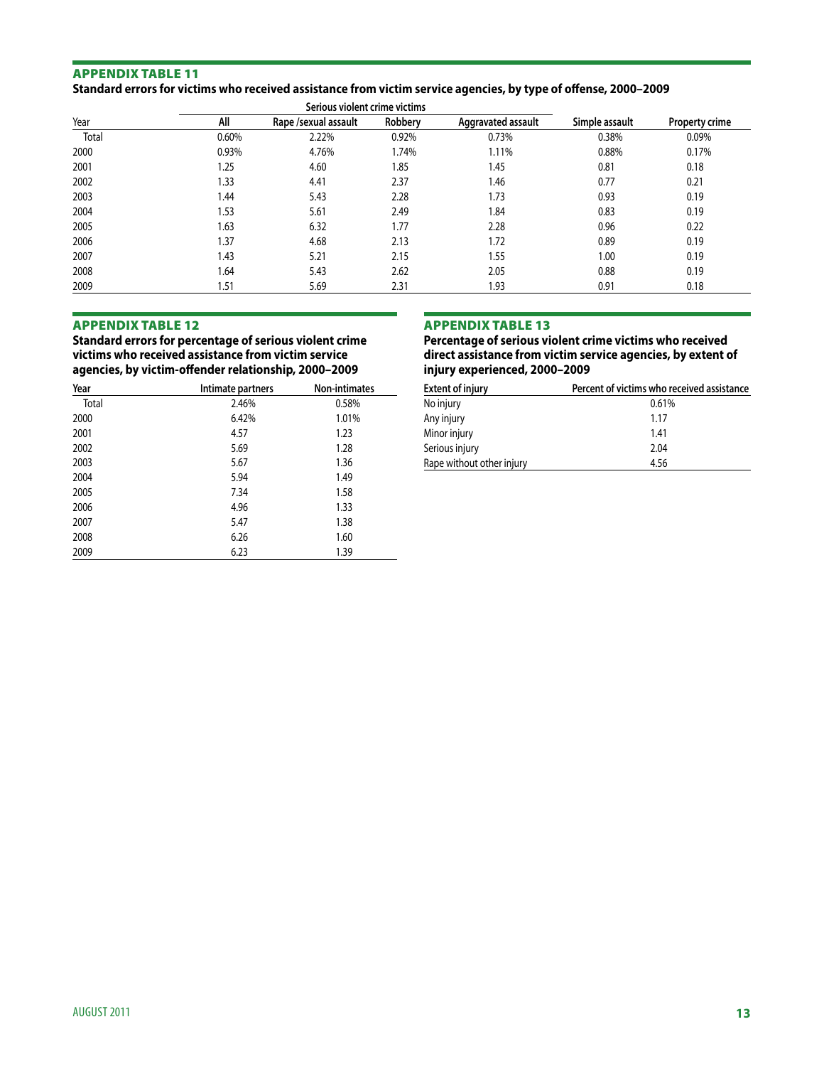### APPENDIX TABLE 11

**Standard errors for victims who received assistance from victim service agencies, by type of offense, 2000–2009**

| | Serious violent crime victims | | | | | |
|---|---|---|---|---|---|---|
| Year | All | Rape /sexual assault | Robbery | Aggravated assault | Simple assault | Property crime |
| Total | 0.60% | 2.22% | 0.92% | 0.73% | 0.38% | 0.09% |
| 2000 | 0.93% | 4.76% | 1.74% | 1.11% | 0.88% | 0.17% |
| 2001 | 1.25 | 4.60 | 1.85 | 1.45 | 0.81 | 0.18 |
| 2002 | 1.33 | 4.41 | 2.37 | 1.46 | 0.77 | 0.21 |
| 2003 | 1.44 | 5.43 | 2.28 | 1.73 | 0.93 | 0.19 |
| 2004 | 1.53 | 5.61 | 2.49 | 1.84 | 0.83 | 0.19 |
| 2005 | 1.63 | 6.32 | 1.77 | 2.28 | 0.96 | 0.22 |
| 2006 | 1.37 | 4.68 | 2.13 | 1.72 | 0.89 | 0.19 |
| 2007 | 1.43 | 5.21 | 2.15 | 1.55 | 1.00 | 0.19 |
| 2008 | 1.64 | 5.43 | 2.62 | 2.05 | 0.88 | 0.19 |
| 2009 | 1.51 | 5.69 | 2.31 | 1.93 | 0.91 | 0.18 |

### APPENDIX TABLE 12

**Standard errors for percentage of serious violent crime victims who received assistance from victim service agencies, by victim-offender relationship, 2000–2009**

| Year | Intimate partners | Non-intimates |
|---|---|---|
| Total | 2.46% | 0.58% |
| 2000 | 6.42% | 1.01% |
| 2001 | 4.57 | 1.23 |
| 2002 | 5.69 | 1.28 |
| 2003 | 5.67 | 1.36 |
| 2004 | 5.94 | 1.49 |
| 2005 | 7.34 | 1.58 |
| 2006 | 4.96 | 1.33 |
| 2007 | 5.47 | 1.38 |
| 2008 | 6.26 | 1.60 |
| 2009 | 6.23 | 1.39 |

### APPENDIX TABLE 13

**Percentage of serious violent crime victims who received direct assistance from victim service agencies, by extent of injury experienced, 2000–2009**

| Extent of injury | Percent of victims who received assistance |
|---|---|
| No injury | 0.61% |
| Any injury | 1.17 |
| Minor injury | 1.41 |
| Serious injury | 2.04 |
| Rape without other injury | 4.56 |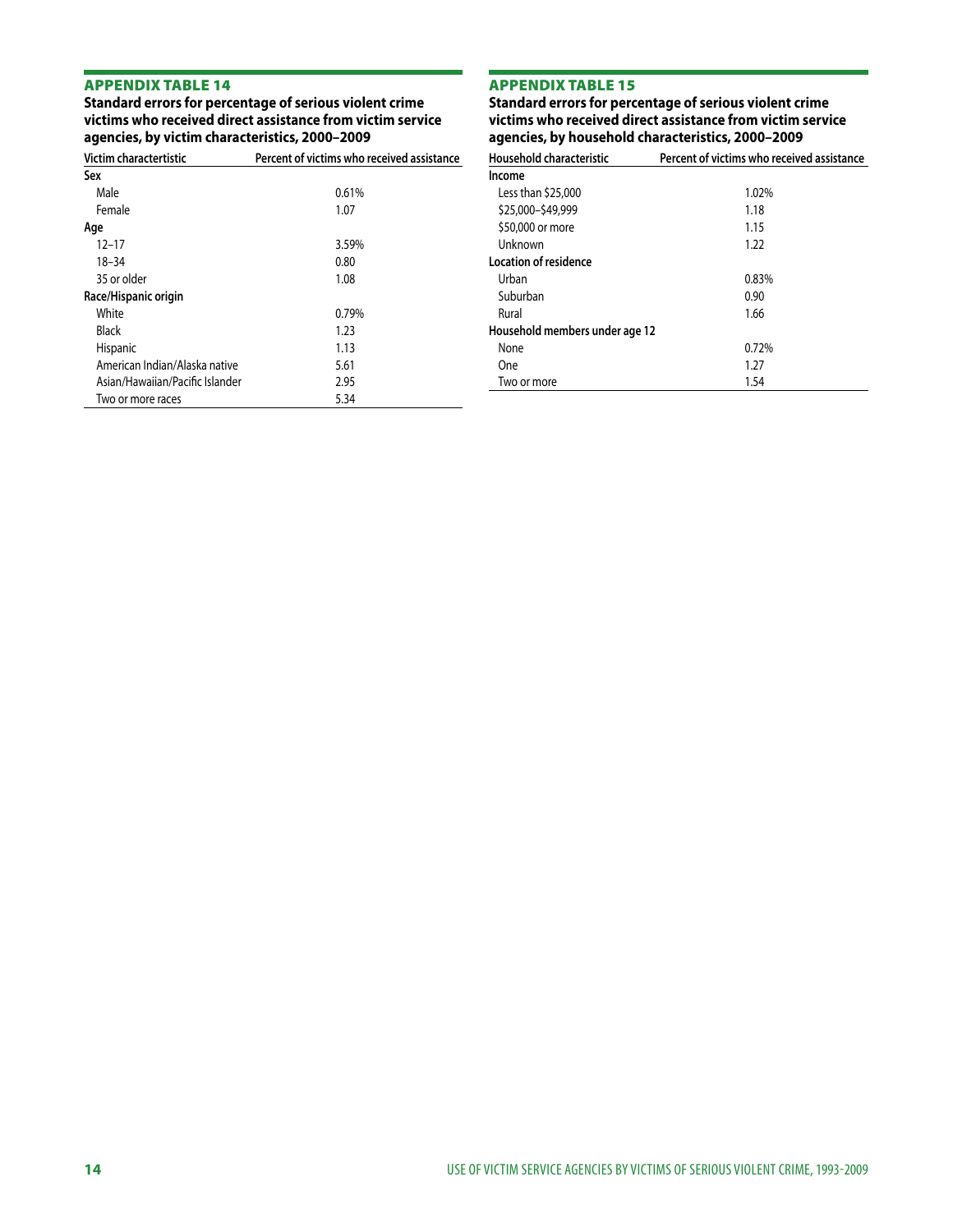## APPENDIX TABLE 14

**Standard errors for percentage of serious violent crime victims who received direct assistance from victim service agencies, by victim characteristics, 2000–2009**

| Victim charactertistic | Percent of victims who received assistance |
|---|---|
| **Sex** | |
| Male | 0.61% |
| Female | 1.07 |
| **Age** | |
| 12–17 | 3.59% |
| 18–34 | 0.80 |
| 35 or older | 1.08 |
| **Race/Hispanic origin** | |
| White | 0.79% |
| Black | 1.23 |
| Hispanic | 1.13 |
| American Indian/Alaska native | 5.61 |
| Asian/Hawaiian/Pacific Islander | 2.95 |
| Two or more races | 5.34 |

## APPENDIX TABLE 15

**Standard errors for percentage of serious violent crime victims who received direct assistance from victim service agencies, by household characteristics, 2000–2009**

| Household characteristic | Percent of victims who received assistance |
|---|---|
| **Income** | |
| Less than $25,000 | 1.02% |
| $25,000–$49,999 | 1.18 |
| $50,000 or more | 1.15 |
| Unknown | 1.22 |
| **Location of residence** | |
| Urban | 0.83% |
| Suburban | 0.90 |
| Rural | 1.66 |
| **Household members under age 12** | |
| None | 0.72% |
| One | 1.27 |
| Two or more | 1.54 |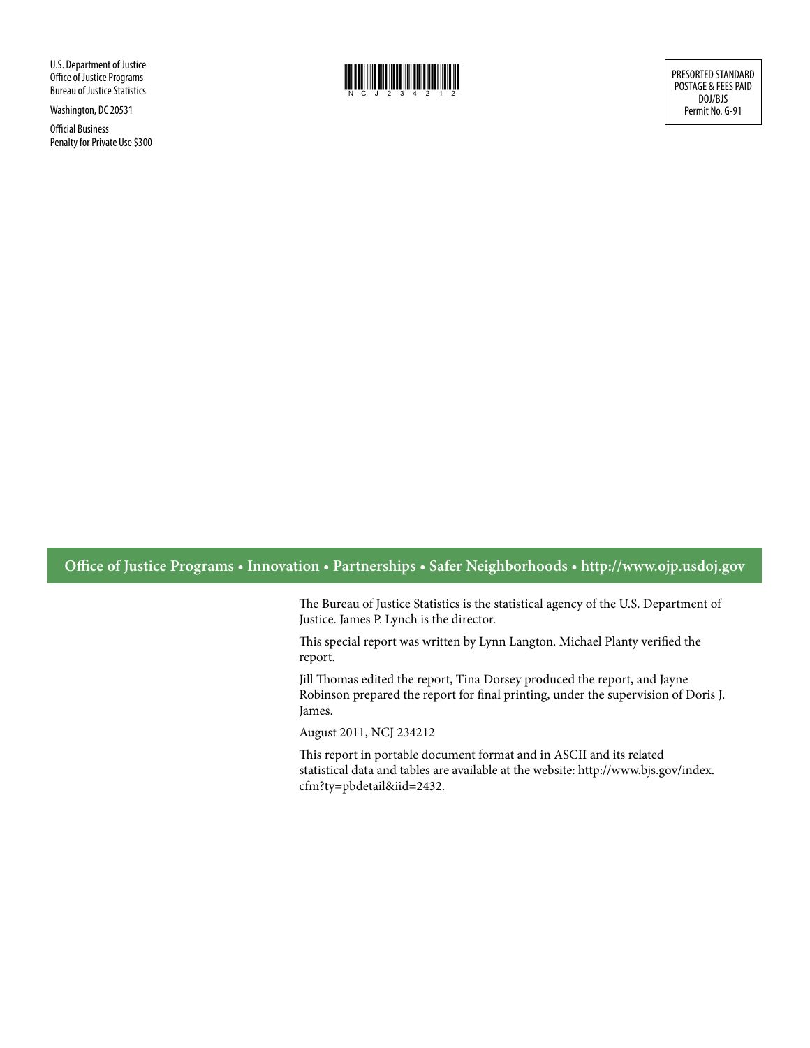U.S. Department of Justice
Office of Justice Programs
Bureau of Justice Statistics

Washington, DC 20531

Official Business
Penalty for Private Use $300

NCJ 234212

PRESORTED STANDARD
POSTAGE & FEES PAID
DOJ/BJS
Permit No. G-91

**Office of Justice Programs • Innovation • Partnerships • Safer Neighborhoods • http://www.ojp.usdoj.gov**

The Bureau of Justice Statistics is the statistical agency of the U.S. Department of Justice. James P. Lynch is the director.

This special report was written by Lynn Langton. Michael Planty verified the report.

Jill Thomas edited the report, Tina Dorsey produced the report, and Jayne Robinson prepared the report for final printing, under the supervision of Doris J. James.

August 2011, NCJ 234212

This report in portable document format and in ASCII and its related statistical data and tables are available at the website: http://www.bjs.gov/index.cfm?ty=pbdetail&iid=2432.